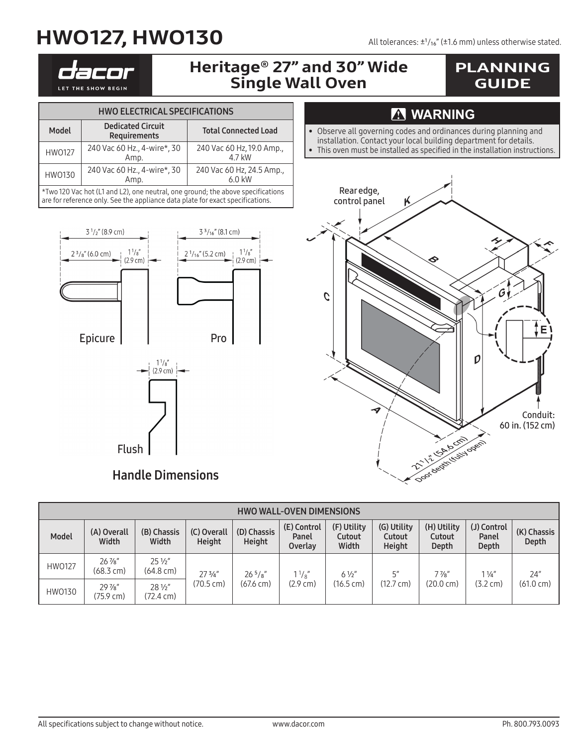# HWO127, HWO130

All tolerances: ±1/16" (±1.6 mm) unless otherwise stated.

dacor
LET THE SHOW BEGIN

## Heritage® 27" and 30" Wide Single Wall Oven

## PLANNING GUIDE

| HWO ELECTRICAL SPECIFICATIONS | | |
|---|---|---|
| Model | Dedicated Circuit Requirements | Total Connected Load |
| HWO127 | 240 Vac 60 Hz., 4-wire*, 30 Amp. | 240 Vac 60 Hz, 19.0 Amp., 4.7 kW |
| HWO130 | 240 Vac 60 Hz., 4-wire*, 30 Amp. | 240 Vac 60 Hz, 24.5 Amp., 6.0 kW |

*Two 120 Vac hot (L1 and L2), one neutral, one ground; the above specifications are for reference only. See the appliance data plate for exact specifications.

### ⚠ WARNING

- Observe all governing codes and ordinances during planning and installation. Contact your local building department for details.
- This oven must be installed as specified in the installation instructions.

Epicure: 3 1/2" (8.9 cm), 2 3/8" (6.0 cm), 1 1/8" (2.9 cm)

Pro: 3 3/16" (8.1 cm), 2 1/16" (5.2 cm), 1 1/8" (2.9 cm)

Flush: 1 1/8" (2.9 cm)

Handle Dimensions

Rear edge, control panel

Conduit: 60 in. (152 cm)

21 1/2" (54.6 cm) Door depth (fully open)

| HWO WALL-OVEN DIMENSIONS | | | | | | | | | | |
|---|---|---|---|---|---|---|---|---|---|---|
| Model | (A) Overall Width | (B) Chassis Width | (C) Overall Height | (D) Chassis Height | (E) Control Panel Overlay | (F) Utility Cutout Width | (G) Utility Cutout Height | (H) Utility Cutout Depth | (J) Control Panel Depth | (K) Chassis Depth |
| HWO127 | 26 7/8" (68.3 cm) | 25 1/2" (64.8 cm) | 27 3/4" (70.5 cm) | 26 5/8" (67.6 cm) | 1 1/8" (2.9 cm) | 6 1/2" (16.5 cm) | 5" (12.7 cm) | 7 7/8" (20.0 cm) | 1 1/4" (3.2 cm) | 24" (61.0 cm) |
| HWO130 | 29 7/8" (75.9 cm) | 28 1/2" (72.4 cm) | | | | | | | | |

All specifications subject to change without notice. www.dacor.com Ph. 800.793.0093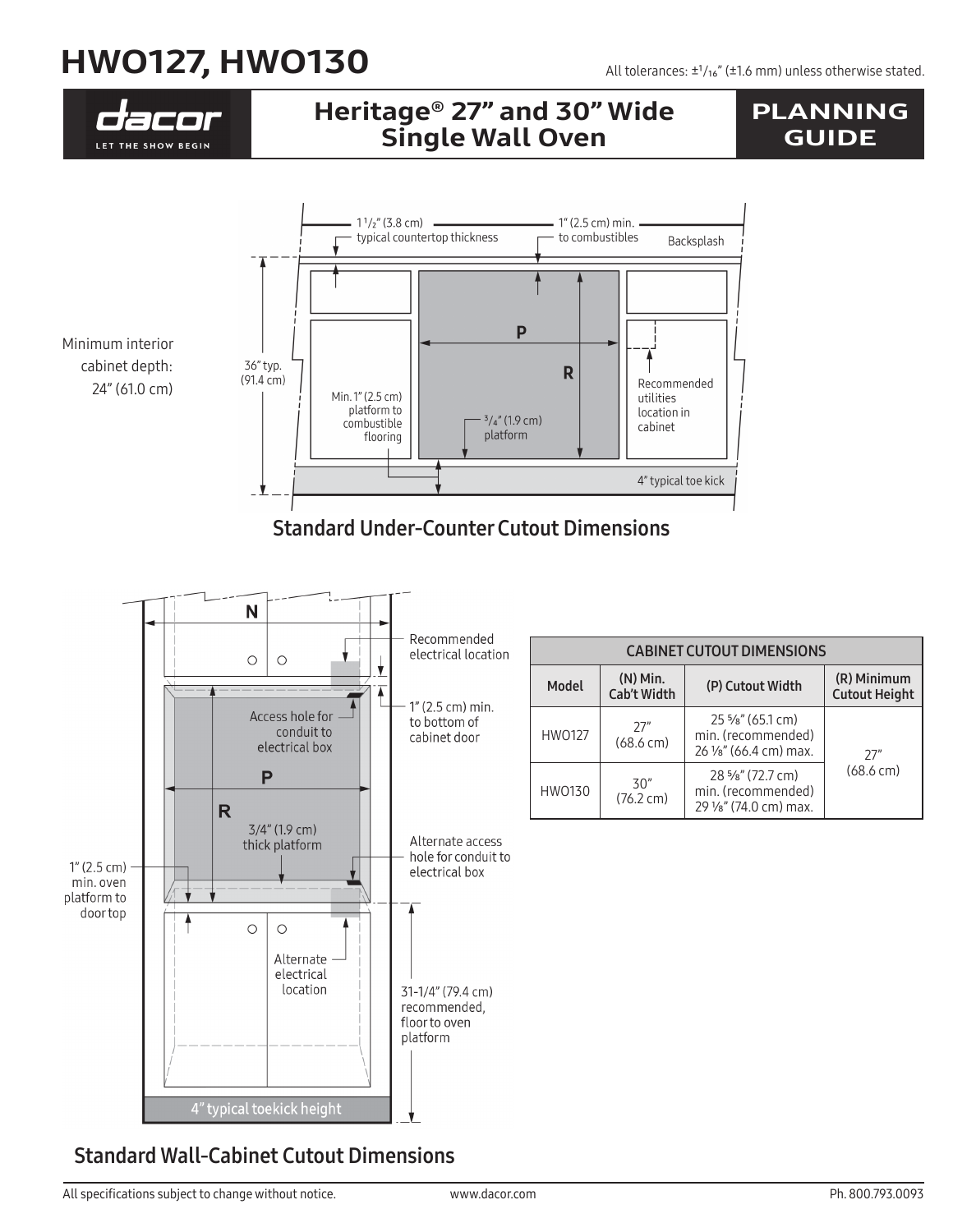# HWO127, HWO130

All tolerances: ±1/16" (±1.6 mm) unless otherwise stated.

dacor
LET THE SHOW BEGIN

## Heritage® 27" and 30" Wide Single Wall Oven

## PLANNING GUIDE

1 1/2" (3.8 cm) typical countertop thickness

1" (2.5 cm) min. to combustibles

Backsplash

Minimum interior cabinet depth: 24" (61.0 cm)

36" typ. (91.4 cm)

P

R

Min. 1" (2.5 cm) platform to combustible flooring

3/4" (1.9 cm) platform

Recommended utilities location in cabinet

4" typical toe kick

### Standard Under-Counter Cutout Dimensions

N

Recommended electrical location

1" (2.5 cm) min. to bottom of cabinet door

Access hole for conduit to electrical box

P

R

3/4" (1.9 cm) thick platform

Alternate access hole for conduit to electrical box

1" (2.5 cm) min. oven platform to door top

Alternate electrical location

31-1/4" (79.4 cm) recommended, floor to oven platform

4" typical toekick height

### Standard Wall-Cabinet Cutout Dimensions

| CABINET CUTOUT DIMENSIONS | | | |
|---|---|---|---|
| Model | (N) Min. Cab't Width | (P) Cutout Width | (R) Minimum Cutout Height |
| HWO127 | 27" (68.6 cm) | 25 5/8" (65.1 cm) min. (recommended) 26 1/8" (66.4 cm) max. | 27" (68.6 cm) |
| HWO130 | 30" (76.2 cm) | 28 5/8" (72.7 cm) min. (recommended) 29 1/8" (74.0 cm) max. | |

All specifications subject to change without notice. www.dacor.com Ph. 800.793.0093